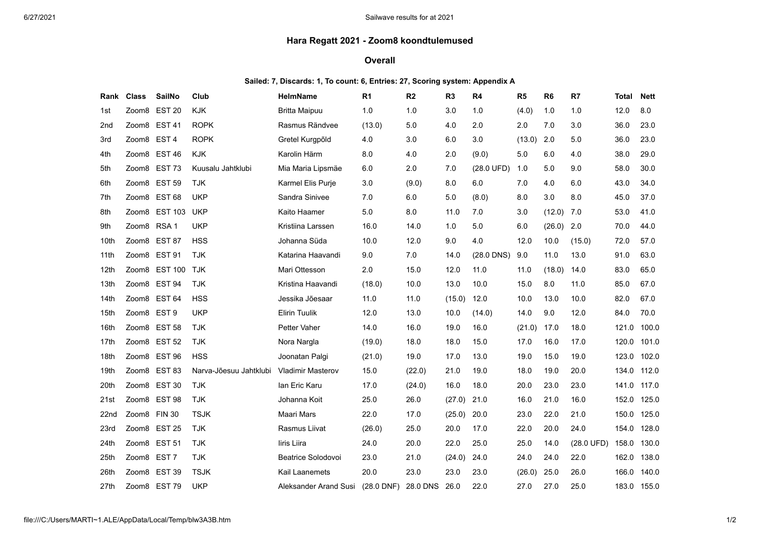# Hara Regatt 2021 - Zoom8 koondtulemused

## Overall

**Sailed: 7, Discards: 1, To count: 6, Entries: 27, Scoring system: Appendix A**

| Rank | Class | SailNo | Club | HelmName | R1 | R2 | R3 | R4 | R5 | R6 | R7 | Total | Nett |
|---|---|---|---|---|---|---|---|---|---|---|---|---|---|
| 1st | Zoom8 | EST 20 | KJK | Britta Maipuu | 1.0 | 1.0 | 3.0 | 1.0 | (4.0) | 1.0 | 1.0 | 12.0 | 8.0 |
| 2nd | Zoom8 | EST 41 | ROPK | Rasmus Rändvee | (13.0) | 5.0 | 4.0 | 2.0 | 2.0 | 7.0 | 3.0 | 36.0 | 23.0 |
| 3rd | Zoom8 | EST 4 | ROPK | Gretel Kurgpõld | 4.0 | 3.0 | 6.0 | 3.0 | (13.0) | 2.0 | 5.0 | 36.0 | 23.0 |
| 4th | Zoom8 | EST 46 | KJK | Karolin Härm | 8.0 | 4.0 | 2.0 | (9.0) | 5.0 | 6.0 | 4.0 | 38.0 | 29.0 |
| 5th | Zoom8 | EST 73 | Kuusalu Jahtklubi | Mia Maria Lipsmäe | 6.0 | 2.0 | 7.0 | (28.0 UFD) | 1.0 | 5.0 | 9.0 | 58.0 | 30.0 |
| 6th | Zoom8 | EST 59 | TJK | Karmel Elis Purje | 3.0 | (9.0) | 8.0 | 6.0 | 7.0 | 4.0 | 6.0 | 43.0 | 34.0 |
| 7th | Zoom8 | EST 68 | UKP | Sandra Sinivee | 7.0 | 6.0 | 5.0 | (8.0) | 8.0 | 3.0 | 8.0 | 45.0 | 37.0 |
| 8th | Zoom8 | EST 103 | UKP | Kaito Haamer | 5.0 | 8.0 | 11.0 | 7.0 | 3.0 | (12.0) | 7.0 | 53.0 | 41.0 |
| 9th | Zoom8 | RSA 1 | UKP | Kristiina Larssen | 16.0 | 14.0 | 1.0 | 5.0 | 6.0 | (26.0) | 2.0 | 70.0 | 44.0 |
| 10th | Zoom8 | EST 87 | HSS | Johanna Süda | 10.0 | 12.0 | 9.0 | 4.0 | 12.0 | 10.0 | (15.0) | 72.0 | 57.0 |
| 11th | Zoom8 | EST 91 | TJK | Katarina Haavandi | 9.0 | 7.0 | 14.0 | (28.0 DNS) | 9.0 | 11.0 | 13.0 | 91.0 | 63.0 |
| 12th | Zoom8 | EST 100 | TJK | Mari Ottesson | 2.0 | 15.0 | 12.0 | 11.0 | 11.0 | (18.0) | 14.0 | 83.0 | 65.0 |
| 13th | Zoom8 | EST 94 | TJK | Kristina Haavandi | (18.0) | 10.0 | 13.0 | 10.0 | 15.0 | 8.0 | 11.0 | 85.0 | 67.0 |
| 14th | Zoom8 | EST 64 | HSS | Jessika Jõesaar | 11.0 | 11.0 | (15.0) | 12.0 | 10.0 | 13.0 | 10.0 | 82.0 | 67.0 |
| 15th | Zoom8 | EST 9 | UKP | Elirin Tuulik | 12.0 | 13.0 | 10.0 | (14.0) | 14.0 | 9.0 | 12.0 | 84.0 | 70.0 |
| 16th | Zoom8 | EST 58 | TJK | Petter Vaher | 14.0 | 16.0 | 19.0 | 16.0 | (21.0) | 17.0 | 18.0 | 121.0 | 100.0 |
| 17th | Zoom8 | EST 52 | TJK | Nora Nargla | (19.0) | 18.0 | 18.0 | 15.0 | 17.0 | 16.0 | 17.0 | 120.0 | 101.0 |
| 18th | Zoom8 | EST 96 | HSS | Joonatan Palgi | (21.0) | 19.0 | 17.0 | 13.0 | 19.0 | 15.0 | 19.0 | 123.0 | 102.0 |
| 19th | Zoom8 | EST 83 | Narva-Jõesuu Jahtklubi | Vladimir Masterov | 15.0 | (22.0) | 21.0 | 19.0 | 18.0 | 19.0 | 20.0 | 134.0 | 112.0 |
| 20th | Zoom8 | EST 30 | TJK | Ian Eric Karu | 17.0 | (24.0) | 16.0 | 18.0 | 20.0 | 23.0 | 23.0 | 141.0 | 117.0 |
| 21st | Zoom8 | EST 98 | TJK | Johanna Koit | 25.0 | 26.0 | (27.0) | 21.0 | 16.0 | 21.0 | 16.0 | 152.0 | 125.0 |
| 22nd | Zoom8 | FIN 30 | TSJK | Maari Mars | 22.0 | 17.0 | (25.0) | 20.0 | 23.0 | 22.0 | 21.0 | 150.0 | 125.0 |
| 23rd | Zoom8 | EST 25 | TJK | Rasmus Liivat | (26.0) | 25.0 | 20.0 | 17.0 | 22.0 | 20.0 | 24.0 | 154.0 | 128.0 |
| 24th | Zoom8 | EST 51 | TJK | Iiris Liira | 24.0 | 20.0 | 22.0 | 25.0 | 25.0 | 14.0 | (28.0 UFD) | 158.0 | 130.0 |
| 25th | Zoom8 | EST 7 | TJK | Beatrice Solodovoi | 23.0 | 21.0 | (24.0) | 24.0 | 24.0 | 24.0 | 22.0 | 162.0 | 138.0 |
| 26th | Zoom8 | EST 39 | TSJK | Kail Laanemets | 20.0 | 23.0 | 23.0 | 23.0 | (26.0) | 25.0 | 26.0 | 166.0 | 140.0 |
| 27th | Zoom8 | EST 79 | UKP | Aleksander Arand Susi | (28.0 DNF) | 28.0 DNS | 26.0 | 22.0 | 27.0 | 27.0 | 25.0 | 183.0 | 155.0 |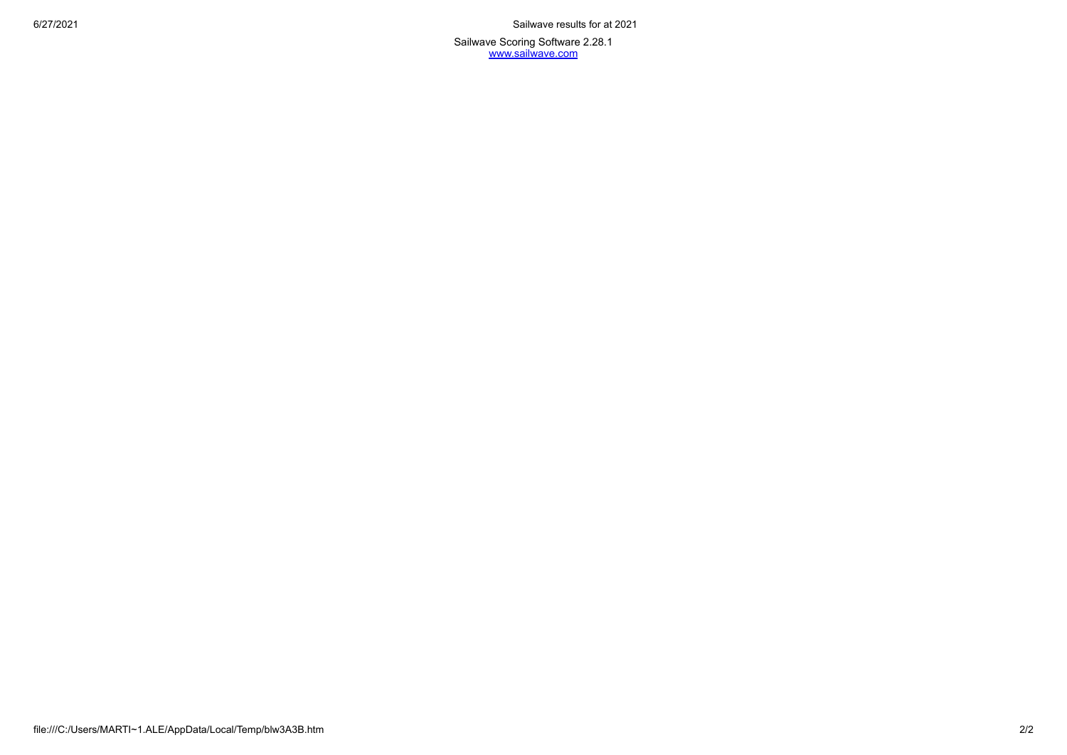Sailwave Scoring Software 2.28.1
[www.sailwave.com](http://www.sailwave.com)